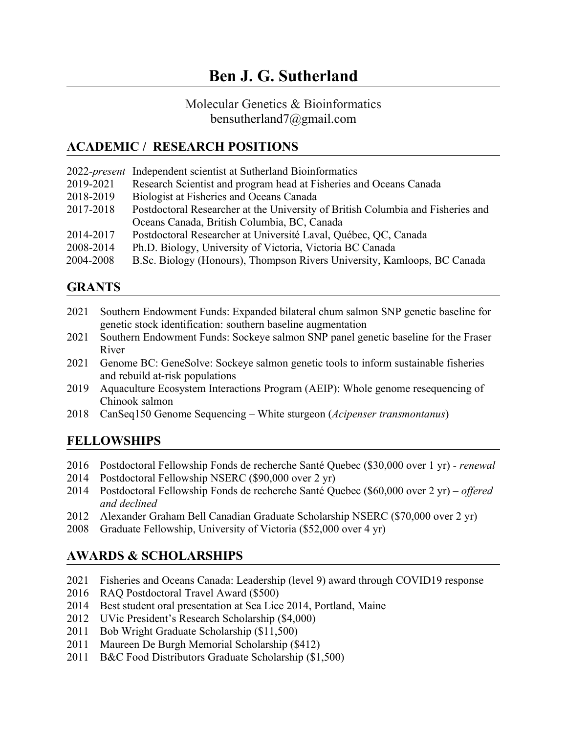# Ben J. G. Sutherland

Molecular Genetics & Bioinformatics
bensutherland7@gmail.com

## ACADEMIC / RESEARCH POSITIONS

2022-*present* Independent scientist at Sutherland Bioinformatics
2019-2021 Research Scientist and program head at Fisheries and Oceans Canada
2018-2019 Biologist at Fisheries and Oceans Canada
2017-2018 Postdoctoral Researcher at the University of British Columbia and Fisheries and Oceans Canada, British Columbia, BC, Canada
2014-2017 Postdoctoral Researcher at Université Laval, Québec, QC, Canada
2008-2014 Ph.D. Biology, University of Victoria, Victoria BC Canada
2004-2008 B.Sc. Biology (Honours), Thompson Rivers University, Kamloops, BC Canada

## GRANTS

2021 Southern Endowment Funds: Expanded bilateral chum salmon SNP genetic baseline for genetic stock identification: southern baseline augmentation
2021 Southern Endowment Funds: Sockeye salmon SNP panel genetic baseline for the Fraser River
2021 Genome BC: GeneSolve: Sockeye salmon genetic tools to inform sustainable fisheries and rebuild at-risk populations
2019 Aquaculture Ecosystem Interactions Program (AEIP): Whole genome resequencing of Chinook salmon
2018 CanSeq150 Genome Sequencing – White sturgeon (*Acipenser transmontanus*)

## FELLOWSHIPS

2016 Postdoctoral Fellowship Fonds de recherche Santé Quebec ($30,000 over 1 yr) - *renewal*
2014 Postdoctoral Fellowship NSERC ($90,000 over 2 yr)
2014 Postdoctoral Fellowship Fonds de recherche Santé Quebec ($60,000 over 2 yr) – *offered and declined*
2012 Alexander Graham Bell Canadian Graduate Scholarship NSERC ($70,000 over 2 yr)
2008 Graduate Fellowship, University of Victoria ($52,000 over 4 yr)

## AWARDS & SCHOLARSHIPS

2021 Fisheries and Oceans Canada: Leadership (level 9) award through COVID19 response
2016 RAQ Postdoctoral Travel Award ($500)
2014 Best student oral presentation at Sea Lice 2014, Portland, Maine
2012 UVic President's Research Scholarship ($4,000)
2011 Bob Wright Graduate Scholarship ($11,500)
2011 Maureen De Burgh Memorial Scholarship ($412)
2011 B&C Food Distributors Graduate Scholarship ($1,500)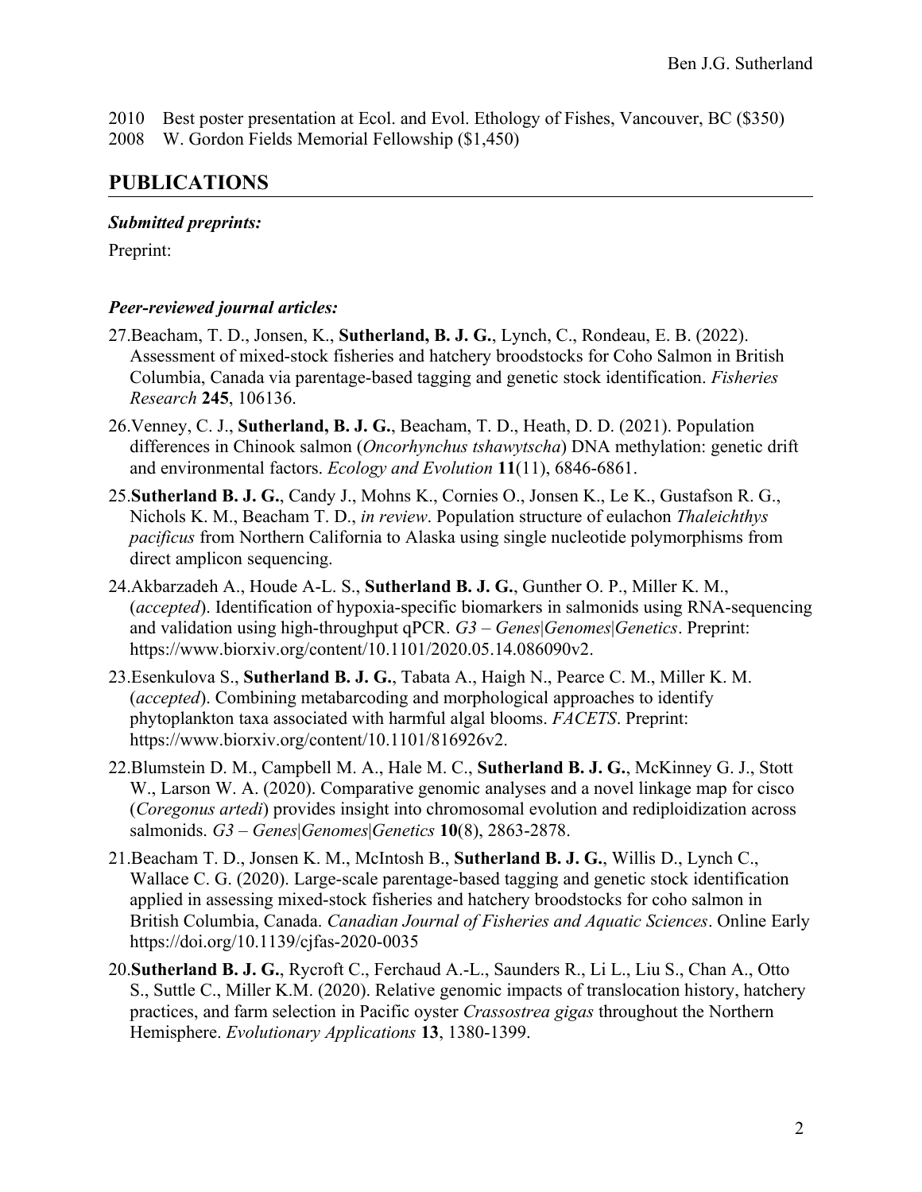2010 Best poster presentation at Ecol. and Evol. Ethology of Fishes, Vancouver, BC ($350)
2008 W. Gordon Fields Memorial Fellowship ($1,450)

## PUBLICATIONS

### *Submitted preprints:*

Preprint:

### *Peer-reviewed journal articles:*

27. Beacham, T. D., Jonsen, K., **Sutherland, B. J. G.**, Lynch, C., Rondeau, E. B. (2022). Assessment of mixed-stock fisheries and hatchery broodstocks for Coho Salmon in British Columbia, Canada via parentage-based tagging and genetic stock identification. *Fisheries Research* **245**, 106136.
26. Venney, C. J., **Sutherland, B. J. G.**, Beacham, T. D., Heath, D. D. (2021). Population differences in Chinook salmon (*Oncorhynchus tshawytscha*) DNA methylation: genetic drift and environmental factors. *Ecology and Evolution* **11**(11), 6846-6861.
25. **Sutherland B. J. G.**, Candy J., Mohns K., Cornies O., Jonsen K., Le K., Gustafson R. G., Nichols K. M., Beacham T. D., *in review*. Population structure of eulachon *Thaleichthys pacificus* from Northern California to Alaska using single nucleotide polymorphisms from direct amplicon sequencing.
24. Akbarzadeh A., Houde A-L. S., **Sutherland B. J. G.**, Gunther O. P., Miller K. M., (*accepted*). Identification of hypoxia-specific biomarkers in salmonids using RNA-sequencing and validation using high-throughput qPCR. *G3 – Genes|Genomes|Genetics*. Preprint: https://www.biorxiv.org/content/10.1101/2020.05.14.086090v2.
23. Esenkulova S., **Sutherland B. J. G.**, Tabata A., Haigh N., Pearce C. M., Miller K. M. (*accepted*). Combining metabarcoding and morphological approaches to identify phytoplankton taxa associated with harmful algal blooms. *FACETS*. Preprint: https://www.biorxiv.org/content/10.1101/816926v2.
22. Blumstein D. M., Campbell M. A., Hale M. C., **Sutherland B. J. G.**, McKinney G. J., Stott W., Larson W. A. (2020). Comparative genomic analyses and a novel linkage map for cisco (*Coregonus artedi*) provides insight into chromosomal evolution and rediploidization across salmonids. *G3 – Genes|Genomes|Genetics* **10**(8), 2863-2878.
21. Beacham T. D., Jonsen K. M., McIntosh B., **Sutherland B. J. G.**, Willis D., Lynch C., Wallace C. G. (2020). Large-scale parentage-based tagging and genetic stock identification applied in assessing mixed-stock fisheries and hatchery broodstocks for coho salmon in British Columbia, Canada. *Canadian Journal of Fisheries and Aquatic Sciences*. Online Early https://doi.org/10.1139/cjfas-2020-0035
20. **Sutherland B. J. G.**, Rycroft C., Ferchaud A.-L., Saunders R., Li L., Liu S., Chan A., Otto S., Suttle C., Miller K.M. (2020). Relative genomic impacts of translocation history, hatchery practices, and farm selection in Pacific oyster *Crassostrea gigas* throughout the Northern Hemisphere. *Evolutionary Applications* **13**, 1380-1399.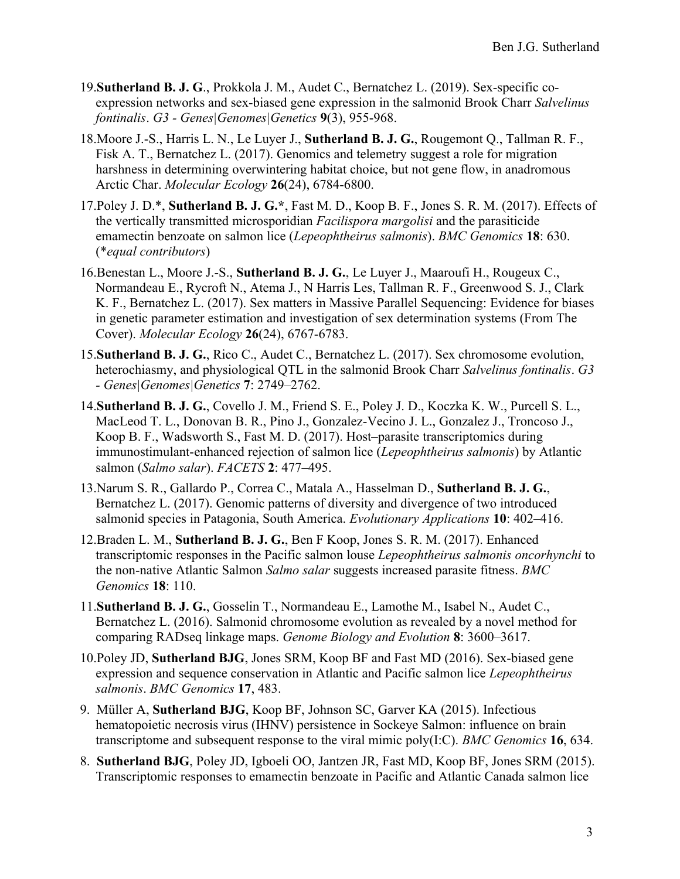19. **Sutherland B. J. G**., Prokkola J. M., Audet C., Bernatchez L. (2019). Sex-specific co-expression networks and sex-biased gene expression in the salmonid Brook Charr *Salvelinus fontinalis*. *G3 - Genes|Genomes|Genetics* **9**(3), 955-968.

18. Moore J.-S., Harris L. N., Le Luyer J., **Sutherland B. J. G.**, Rougemont Q., Tallman R. F., Fisk A. T., Bernatchez L. (2017). Genomics and telemetry suggest a role for migration harshness in determining overwintering habitat choice, but not gene flow, in anadromous Arctic Char. *Molecular Ecology* **26**(24), 6784-6800.

17. Poley J. D.*, **Sutherland B. J. G.***, Fast M. D., Koop B. F., Jones S. R. M. (2017). Effects of the vertically transmitted microsporidian *Facilispora margolisi* and the parasiticide emamectin benzoate on salmon lice (*Lepeophtheirus salmonis*). *BMC Genomics* **18**: 630. (**equal contributors*)

16. Benestan L., Moore J.-S., **Sutherland B. J. G.**, Le Luyer J., Maaroufi H., Rougeux C., Normandeau E., Rycroft N., Atema J., N Harris Les, Tallman R. F., Greenwood S. J., Clark K. F., Bernatchez L. (2017). Sex matters in Massive Parallel Sequencing: Evidence for biases in genetic parameter estimation and investigation of sex determination systems (From The Cover). *Molecular Ecology* **26**(24), 6767-6783.

15. **Sutherland B. J. G.**, Rico C., Audet C., Bernatchez L. (2017). Sex chromosome evolution, heterochiasmy, and physiological QTL in the salmonid Brook Charr *Salvelinus fontinalis*. *G3 - Genes|Genomes|Genetics* **7**: 2749–2762.

14. **Sutherland B. J. G.**, Covello J. M., Friend S. E., Poley J. D., Koczka K. W., Purcell S. L., MacLeod T. L., Donovan B. R., Pino J., Gonzalez-Vecino J. L., Gonzalez J., Troncoso J., Koop B. F., Wadsworth S., Fast M. D. (2017). Host–parasite transcriptomics during immunostimulant-enhanced rejection of salmon lice (*Lepeophtheirus salmonis*) by Atlantic salmon (*Salmo salar*). *FACETS* **2**: 477–495.

13. Narum S. R., Gallardo P., Correa C., Matala A., Hasselman D., **Sutherland B. J. G.**, Bernatchez L. (2017). Genomic patterns of diversity and divergence of two introduced salmonid species in Patagonia, South America. *Evolutionary Applications* **10**: 402–416.

12. Braden L. M., **Sutherland B. J. G.**, Ben F Koop, Jones S. R. M. (2017). Enhanced transcriptomic responses in the Pacific salmon louse *Lepeophtheirus salmonis oncorhynchi* to the non-native Atlantic Salmon *Salmo salar* suggests increased parasite fitness. *BMC Genomics* **18**: 110.

11. **Sutherland B. J. G.**, Gosselin T., Normandeau E., Lamothe M., Isabel N., Audet C., Bernatchez L. (2016). Salmonid chromosome evolution as revealed by a novel method for comparing RADseq linkage maps. *Genome Biology and Evolution* **8**: 3600–3617.

10. Poley JD, **Sutherland BJG**, Jones SRM, Koop BF and Fast MD (2016). Sex-biased gene expression and sequence conservation in Atlantic and Pacific salmon lice *Lepeophtheirus salmonis*. *BMC Genomics* **17**, 483.

9. Müller A, **Sutherland BJG**, Koop BF, Johnson SC, Garver KA (2015). Infectious hematopoietic necrosis virus (IHNV) persistence in Sockeye Salmon: influence on brain transcriptome and subsequent response to the viral mimic poly(I:C). *BMC Genomics* **16**, 634.

8. **Sutherland BJG**, Poley JD, Igboeli OO, Jantzen JR, Fast MD, Koop BF, Jones SRM (2015). Transcriptomic responses to emamectin benzoate in Pacific and Atlantic Canada salmon lice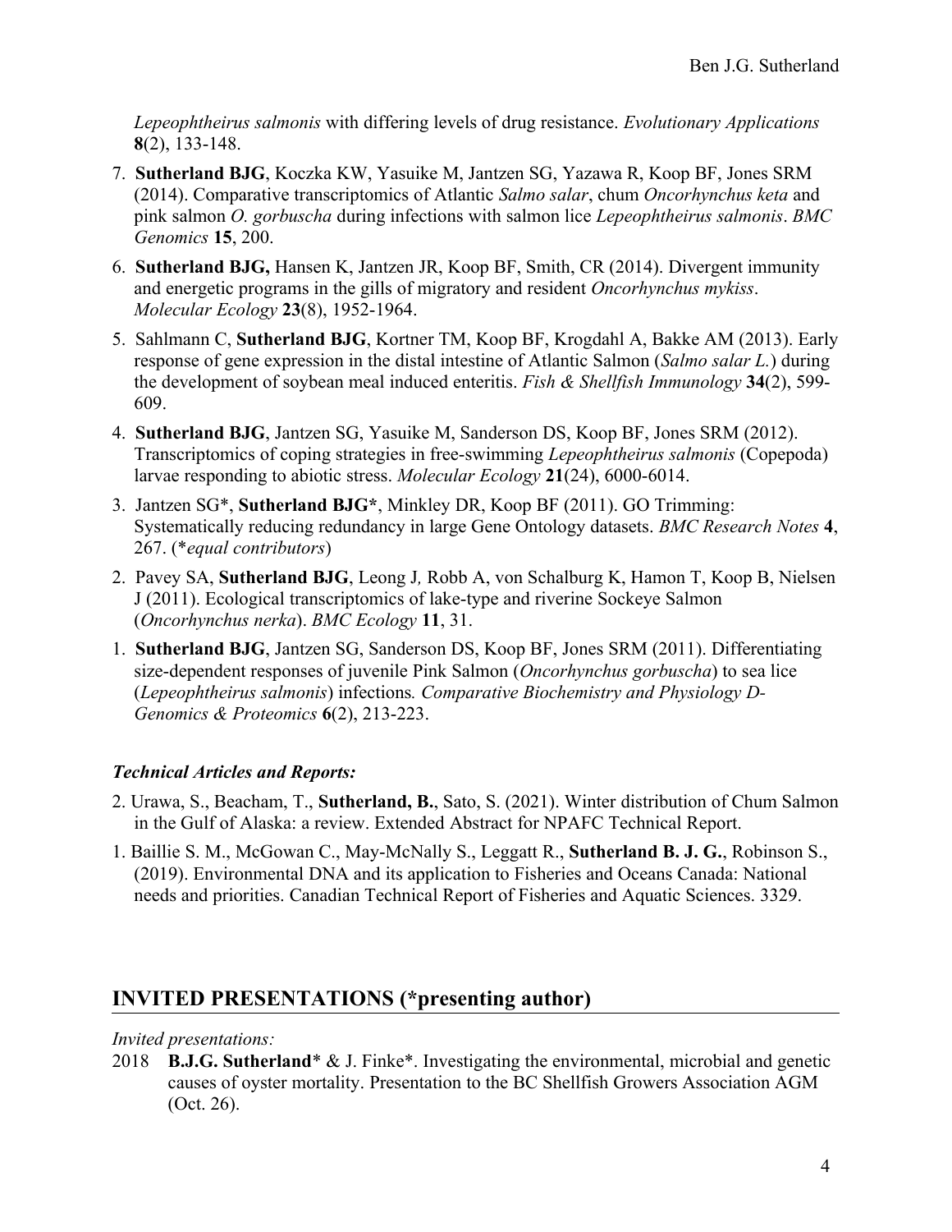*Lepeophtheirus salmonis* with differing levels of drug resistance. *Evolutionary Applications* **8**(2), 133-148.

7. **Sutherland BJG**, Koczka KW, Yasuike M, Jantzen SG, Yazawa R, Koop BF, Jones SRM (2014). Comparative transcriptomics of Atlantic *Salmo salar*, chum *Oncorhynchus keta* and pink salmon *O. gorbuscha* during infections with salmon lice *Lepeophtheirus salmonis*. *BMC Genomics* **15**, 200.
6. **Sutherland BJG,** Hansen K, Jantzen JR, Koop BF, Smith, CR (2014). Divergent immunity and energetic programs in the gills of migratory and resident *Oncorhynchus mykiss*. *Molecular Ecology* **23**(8), 1952-1964.
5. Sahlmann C, **Sutherland BJG**, Kortner TM, Koop BF, Krogdahl A, Bakke AM (2013). Early response of gene expression in the distal intestine of Atlantic Salmon (*Salmo salar L.*) during the development of soybean meal induced enteritis. *Fish & Shellfish Immunology* **34**(2), 599-609.
4. **Sutherland BJG**, Jantzen SG, Yasuike M, Sanderson DS, Koop BF, Jones SRM (2012). Transcriptomics of coping strategies in free-swimming *Lepeophtheirus salmonis* (Copepoda) larvae responding to abiotic stress. *Molecular Ecology* **21**(24), 6000-6014.
3. Jantzen SG*, **Sutherland BJG***, Minkley DR, Koop BF (2011). GO Trimming: Systematically reducing redundancy in large Gene Ontology datasets. *BMC Research Notes* **4**, 267. (**equal contributors*)
2. Pavey SA, **Sutherland BJG**, Leong J, Robb A, von Schalburg K, Hamon T, Koop B, Nielsen J (2011). Ecological transcriptomics of lake-type and riverine Sockeye Salmon (*Oncorhynchus nerka*). *BMC Ecology* **11**, 31.
1. **Sutherland BJG**, Jantzen SG, Sanderson DS, Koop BF, Jones SRM (2011). Differentiating size-dependent responses of juvenile Pink Salmon (*Oncorhynchus gorbuscha*) to sea lice (*Lepeophtheirus salmonis*) infections. *Comparative Biochemistry and Physiology D-Genomics & Proteomics* **6**(2), 213-223.

***Technical Articles and Reports:***

2. Urawa, S., Beacham, T., **Sutherland, B.**, Sato, S. (2021). Winter distribution of Chum Salmon in the Gulf of Alaska: a review. Extended Abstract for NPAFC Technical Report.
1. Baillie S. M., McGowan C., May-McNally S., Leggatt R., **Sutherland B. J. G.**, Robinson S., (2019). Environmental DNA and its application to Fisheries and Oceans Canada: National needs and priorities. Canadian Technical Report of Fisheries and Aquatic Sciences. 3329.

## INVITED PRESENTATIONS (*presenting author)

*Invited presentations:*

2018 **B.J.G. Sutherland*** & J. Finke*. Investigating the environmental, microbial and genetic causes of oyster mortality. Presentation to the BC Shellfish Growers Association AGM (Oct. 26).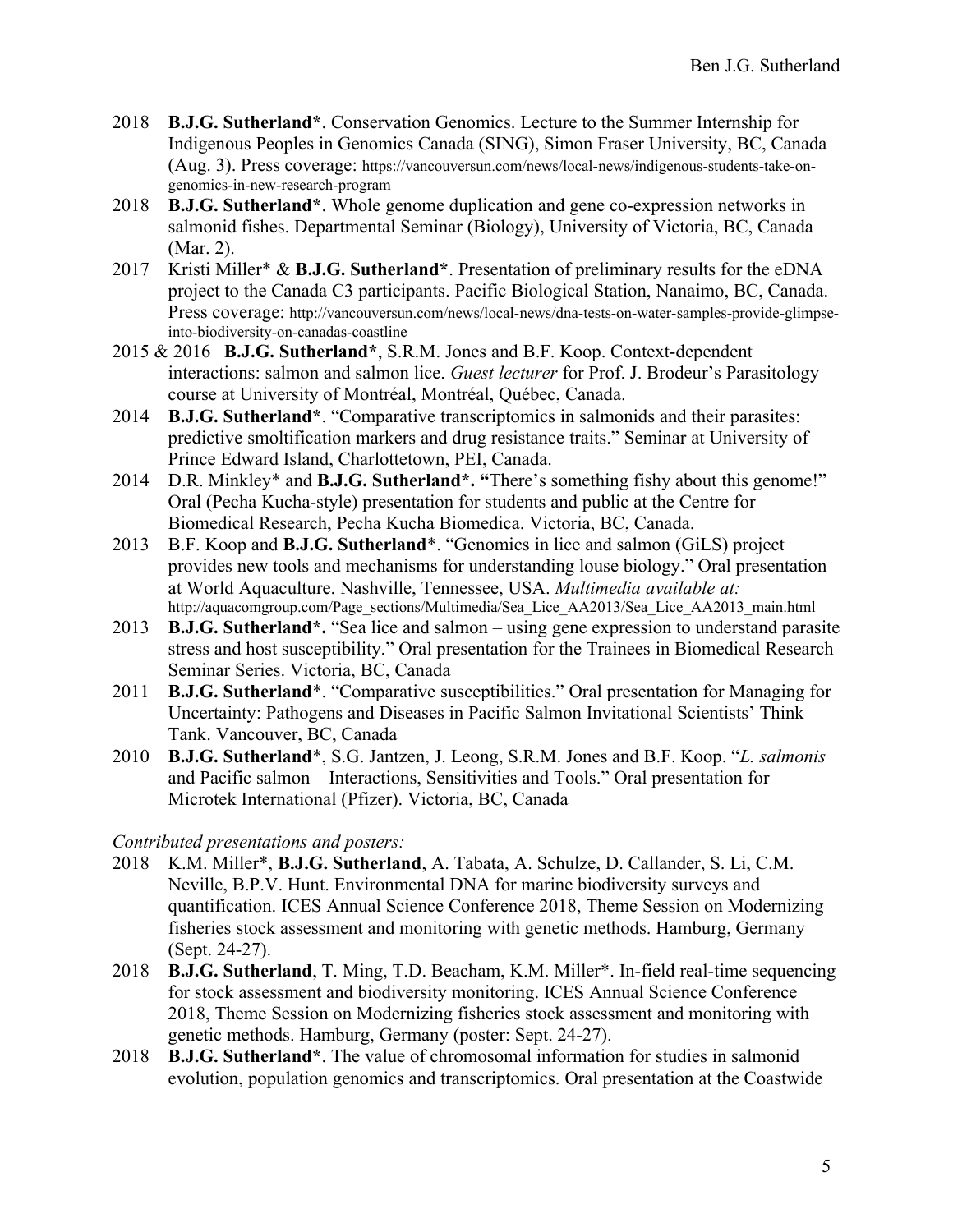2018 **B.J.G. Sutherland***. Conservation Genomics. Lecture to the Summer Internship for Indigenous Peoples in Genomics Canada (SING), Simon Fraser University, BC, Canada (Aug. 3). Press coverage: https://vancouversun.com/news/local-news/indigenous-students-take-on-genomics-in-new-research-program

2018 **B.J.G. Sutherland***. Whole genome duplication and gene co-expression networks in salmonid fishes. Departmental Seminar (Biology), University of Victoria, BC, Canada (Mar. 2).

2017 Kristi Miller* & **B.J.G. Sutherland***. Presentation of preliminary results for the eDNA project to the Canada C3 participants. Pacific Biological Station, Nanaimo, BC, Canada. Press coverage: http://vancouversun.com/news/local-news/dna-tests-on-water-samples-provide-glimpse-into-biodiversity-on-canadas-coastline

2015 & 2016 **B.J.G. Sutherland***, S.R.M. Jones and B.F. Koop. Context-dependent interactions: salmon and salmon lice. *Guest lecturer* for Prof. J. Brodeur's Parasitology course at University of Montréal, Montréal, Québec, Canada.

2014 **B.J.G. Sutherland***. "Comparative transcriptomics in salmonids and their parasites: predictive smoltification markers and drug resistance traits." Seminar at University of Prince Edward Island, Charlottetown, PEI, Canada.

2014 D.R. Minkley* and **B.J.G. Sutherland*. "**There's something fishy about this genome!" Oral (Pecha Kucha-style) presentation for students and public at the Centre for Biomedical Research, Pecha Kucha Biomedica. Victoria, BC, Canada.

2013 B.F. Koop and **B.J.G. Sutherland***. "Genomics in lice and salmon (GiLS) project provides new tools and mechanisms for understanding louse biology." Oral presentation at World Aquaculture. Nashville, Tennessee, USA. *Multimedia available at:* http://aquacomgroup.com/Page_sections/Multimedia/Sea_Lice_AA2013/Sea_Lice_AA2013_main.html

2013 **B.J.G. Sutherland*.** "Sea lice and salmon – using gene expression to understand parasite stress and host susceptibility." Oral presentation for the Trainees in Biomedical Research Seminar Series. Victoria, BC, Canada

2011 **B.J.G. Sutherland***. "Comparative susceptibilities." Oral presentation for Managing for Uncertainty: Pathogens and Diseases in Pacific Salmon Invitational Scientists' Think Tank. Vancouver, BC, Canada

2010 **B.J.G. Sutherland***, S.G. Jantzen, J. Leong, S.R.M. Jones and B.F. Koop. "*L. salmonis* and Pacific salmon – Interactions, Sensitivities and Tools." Oral presentation for Microtek International (Pfizer). Victoria, BC, Canada

*Contributed presentations and posters:*

2018 K.M. Miller*, **B.J.G. Sutherland**, A. Tabata, A. Schulze, D. Callander, S. Li, C.M. Neville, B.P.V. Hunt. Environmental DNA for marine biodiversity surveys and quantification. ICES Annual Science Conference 2018, Theme Session on Modernizing fisheries stock assessment and monitoring with genetic methods. Hamburg, Germany (Sept. 24-27).

2018 **B.J.G. Sutherland**, T. Ming, T.D. Beacham, K.M. Miller*. In-field real-time sequencing for stock assessment and biodiversity monitoring. ICES Annual Science Conference 2018, Theme Session on Modernizing fisheries stock assessment and monitoring with genetic methods. Hamburg, Germany (poster: Sept. 24-27).

2018 **B.J.G. Sutherland***. The value of chromosomal information for studies in salmonid evolution, population genomics and transcriptomics. Oral presentation at the Coastwide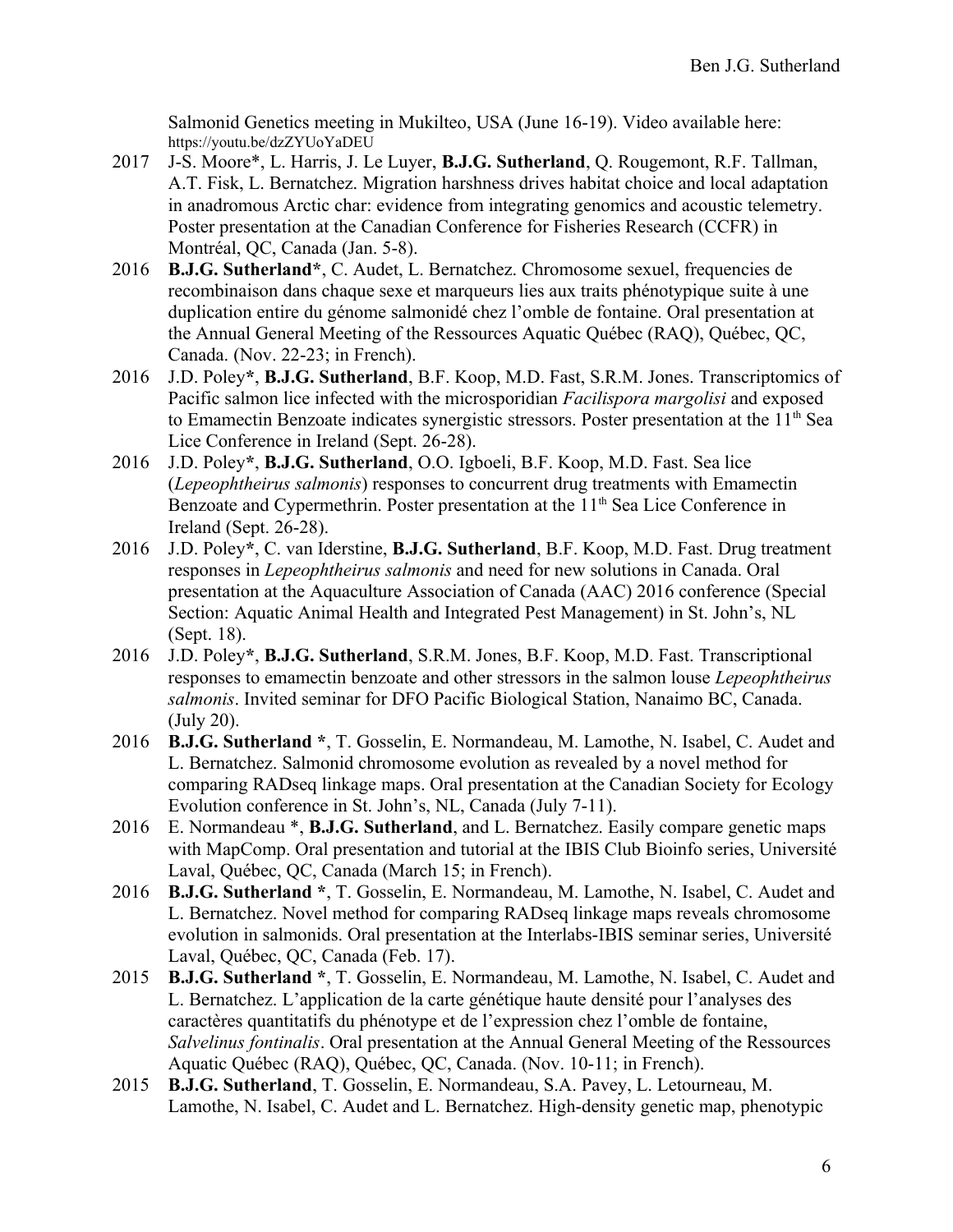Salmonid Genetics meeting in Mukilteo, USA (June 16-19). Video available here: https://youtu.be/dzZYUoYaDEU

2017 J-S. Moore*, L. Harris, J. Le Luyer, **B.J.G. Sutherland**, Q. Rougemont, R.F. Tallman, A.T. Fisk, L. Bernatchez. Migration harshness drives habitat choice and local adaptation in anadromous Arctic char: evidence from integrating genomics and acoustic telemetry. Poster presentation at the Canadian Conference for Fisheries Research (CCFR) in Montréal, QC, Canada (Jan. 5-8).

2016 **B.J.G. Sutherland***, C. Audet, L. Bernatchez. Chromosome sexuel, frequencies de recombinaison dans chaque sexe et marqueurs lies aux traits phénotypique suite à une duplication entire du génome salmonidé chez l'omble de fontaine. Oral presentation at the Annual General Meeting of the Ressources Aquatic Québec (RAQ), Québec, QC, Canada. (Nov. 22-23; in French).

2016 J.D. Poley*, **B.J.G. Sutherland**, B.F. Koop, M.D. Fast, S.R.M. Jones. Transcriptomics of Pacific salmon lice infected with the microsporidian *Facilispora margolisi* and exposed to Emamectin Benzoate indicates synergistic stressors. Poster presentation at the 11th Sea Lice Conference in Ireland (Sept. 26-28).

2016 J.D. Poley*, **B.J.G. Sutherland**, O.O. Igboeli, B.F. Koop, M.D. Fast. Sea lice (*Lepeophtheirus salmonis*) responses to concurrent drug treatments with Emamectin Benzoate and Cypermethrin. Poster presentation at the 11th Sea Lice Conference in Ireland (Sept. 26-28).

2016 J.D. Poley*, C. van Iderstine, **B.J.G. Sutherland**, B.F. Koop, M.D. Fast. Drug treatment responses in *Lepeophtheirus salmonis* and need for new solutions in Canada. Oral presentation at the Aquaculture Association of Canada (AAC) 2016 conference (Special Section: Aquatic Animal Health and Integrated Pest Management) in St. John's, NL (Sept. 18).

2016 J.D. Poley*, **B.J.G. Sutherland**, S.R.M. Jones, B.F. Koop, M.D. Fast. Transcriptional responses to emamectin benzoate and other stressors in the salmon louse *Lepeophtheirus salmonis*. Invited seminar for DFO Pacific Biological Station, Nanaimo BC, Canada. (July 20).

2016 **B.J.G. Sutherland ***, T. Gosselin, E. Normandeau, M. Lamothe, N. Isabel, C. Audet and L. Bernatchez. Salmonid chromosome evolution as revealed by a novel method for comparing RADseq linkage maps. Oral presentation at the Canadian Society for Ecology Evolution conference in St. John's, NL, Canada (July 7-11).

2016 E. Normandeau *, **B.J.G. Sutherland**, and L. Bernatchez. Easily compare genetic maps with MapComp. Oral presentation and tutorial at the IBIS Club Bioinfo series, Université Laval, Québec, QC, Canada (March 15; in French).

2016 **B.J.G. Sutherland ***, T. Gosselin, E. Normandeau, M. Lamothe, N. Isabel, C. Audet and L. Bernatchez. Novel method for comparing RADseq linkage maps reveals chromosome evolution in salmonids. Oral presentation at the Interlabs-IBIS seminar series, Université Laval, Québec, QC, Canada (Feb. 17).

2015 **B.J.G. Sutherland ***, T. Gosselin, E. Normandeau, M. Lamothe, N. Isabel, C. Audet and L. Bernatchez. L'application de la carte génétique haute densité pour l'analyses des caractères quantitatifs du phénotype et de l'expression chez l'omble de fontaine, *Salvelinus fontinalis*. Oral presentation at the Annual General Meeting of the Ressources Aquatic Québec (RAQ), Québec, QC, Canada. (Nov. 10-11; in French).

2015 **B.J.G. Sutherland**, T. Gosselin, E. Normandeau, S.A. Pavey, L. Letourneau, M. Lamothe, N. Isabel, C. Audet and L. Bernatchez. High-density genetic map, phenotypic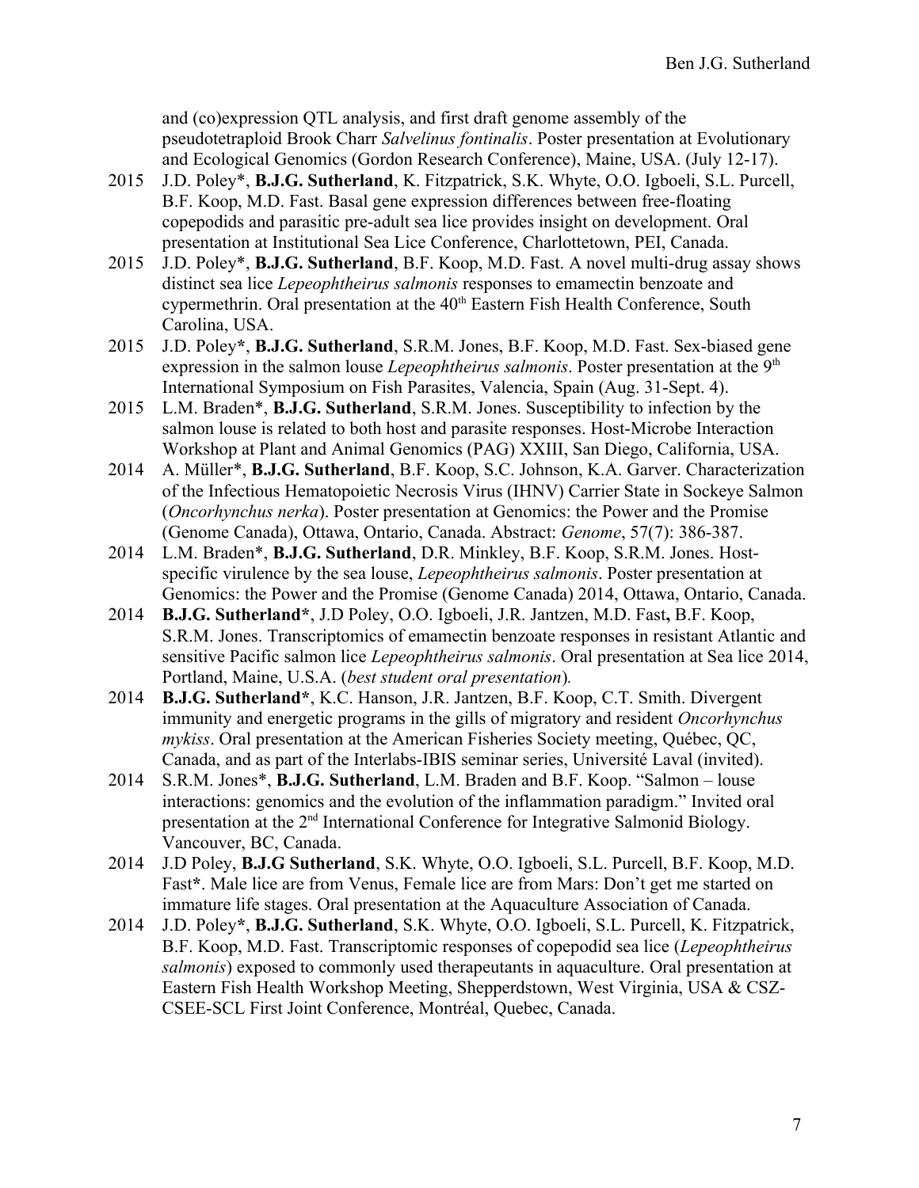and (co)expression QTL analysis, and first draft genome assembly of the pseudotetraploid Brook Charr *Salvelinus fontinalis*. Poster presentation at Evolutionary and Ecological Genomics (Gordon Research Conference), Maine, USA. (July 12-17).

2015 J.D. Poley*, **B.J.G. Sutherland**, K. Fitzpatrick, S.K. Whyte, O.O. Igboeli, S.L. Purcell, B.F. Koop, M.D. Fast. Basal gene expression differences between free-floating copepodids and parasitic pre-adult sea lice provides insight on development. Oral presentation at Institutional Sea Lice Conference, Charlottetown, PEI, Canada.

2015 J.D. Poley*, **B.J.G. Sutherland**, B.F. Koop, M.D. Fast. A novel multi-drug assay shows distinct sea lice *Lepeophtheirus salmonis* responses to emamectin benzoate and cypermethrin. Oral presentation at the 40th Eastern Fish Health Conference, South Carolina, USA.

2015 J.D. Poley*, **B.J.G. Sutherland**, S.R.M. Jones, B.F. Koop, M.D. Fast. Sex-biased gene expression in the salmon louse *Lepeophtheirus salmonis*. Poster presentation at the 9th International Symposium on Fish Parasites, Valencia, Spain (Aug. 31-Sept. 4).

2015 L.M. Braden*, **B.J.G. Sutherland**, S.R.M. Jones. Susceptibility to infection by the salmon louse is related to both host and parasite responses. Host-Microbe Interaction Workshop at Plant and Animal Genomics (PAG) XXIII, San Diego, California, USA.

2014 A. Müller*, **B.J.G. Sutherland**, B.F. Koop, S.C. Johnson, K.A. Garver. Characterization of the Infectious Hematopoietic Necrosis Virus (IHNV) Carrier State in Sockeye Salmon (*Oncorhynchus nerka*). Poster presentation at Genomics: the Power and the Promise (Genome Canada), Ottawa, Ontario, Canada. Abstract: *Genome*, 57(7): 386-387.

2014 L.M. Braden*, **B.J.G. Sutherland**, D.R. Minkley, B.F. Koop, S.R.M. Jones. Host-specific virulence by the sea louse, *Lepeophtheirus salmonis*. Poster presentation at Genomics: the Power and the Promise (Genome Canada) 2014, Ottawa, Ontario, Canada.

2014 **B.J.G. Sutherland***, J.D Poley, O.O. Igboeli, J.R. Jantzen, M.D. Fast**,** B.F. Koop, S.R.M. Jones. Transcriptomics of emamectin benzoate responses in resistant Atlantic and sensitive Pacific salmon lice *Lepeophtheirus salmonis*. Oral presentation at Sea lice 2014, Portland, Maine, U.S.A. (*best student oral presentation*)*.*

2014 **B.J.G. Sutherland***, K.C. Hanson, J.R. Jantzen, B.F. Koop, C.T. Smith. Divergent immunity and energetic programs in the gills of migratory and resident *Oncorhynchus mykiss*. Oral presentation at the American Fisheries Society meeting, Québec, QC, Canada, and as part of the Interlabs-IBIS seminar series, Université Laval (invited).

2014 S.R.M. Jones*, **B.J.G. Sutherland**, L.M. Braden and B.F. Koop. "Salmon – louse interactions: genomics and the evolution of the inflammation paradigm." Invited oral presentation at the 2nd International Conference for Integrative Salmonid Biology. Vancouver, BC, Canada.

2014 J.D Poley, **B.J.G Sutherland**, S.K. Whyte, O.O. Igboeli, S.L. Purcell, B.F. Koop, M.D. Fast*. Male lice are from Venus, Female lice are from Mars: Don't get me started on immature life stages. Oral presentation at the Aquaculture Association of Canada.

2014 J.D. Poley*, **B.J.G. Sutherland**, S.K. Whyte, O.O. Igboeli, S.L. Purcell, K. Fitzpatrick, B.F. Koop, M.D. Fast. Transcriptomic responses of copepodid sea lice (*Lepeophtheirus salmonis*) exposed to commonly used therapeutants in aquaculture. Oral presentation at Eastern Fish Health Workshop Meeting, Shepperdstown, West Virginia, USA & CSZ-CSEE-SCL First Joint Conference, Montréal, Quebec, Canada.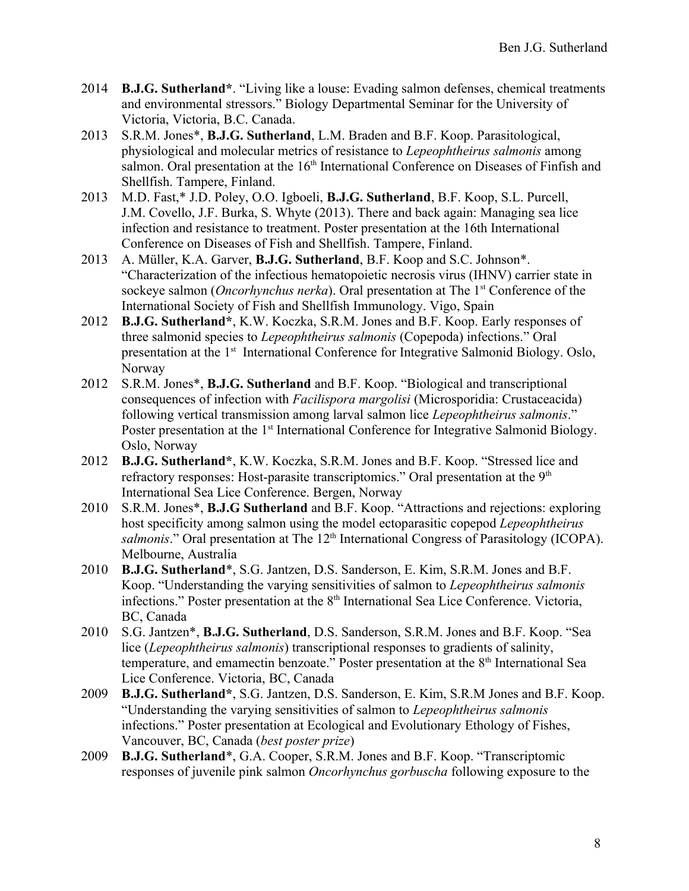2014 **B.J.G. Sutherland***. "Living like a louse: Evading salmon defenses, chemical treatments and environmental stressors." Biology Departmental Seminar for the University of Victoria, Victoria, B.C. Canada.

2013 S.R.M. Jones*, **B.J.G. Sutherland**, L.M. Braden and B.F. Koop. Parasitological, physiological and molecular metrics of resistance to *Lepeophtheirus salmonis* among salmon. Oral presentation at the 16th International Conference on Diseases of Finfish and Shellfish. Tampere, Finland.

2013 M.D. Fast,* J.D. Poley, O.O. Igboeli, **B.J.G. Sutherland**, B.F. Koop, S.L. Purcell, J.M. Covello, J.F. Burka, S. Whyte (2013). There and back again: Managing sea lice infection and resistance to treatment. Poster presentation at the 16th International Conference on Diseases of Fish and Shellfish. Tampere, Finland.

2013 A. Müller, K.A. Garver, **B.J.G. Sutherland**, B.F. Koop and S.C. Johnson*. "Characterization of the infectious hematopoietic necrosis virus (IHNV) carrier state in sockeye salmon (*Oncorhynchus nerka*). Oral presentation at The 1st Conference of the International Society of Fish and Shellfish Immunology. Vigo, Spain

2012 **B.J.G. Sutherland***, K.W. Koczka, S.R.M. Jones and B.F. Koop. Early responses of three salmonid species to *Lepeophtheirus salmonis* (Copepoda) infections." Oral presentation at the 1st International Conference for Integrative Salmonid Biology. Oslo, Norway

2012 S.R.M. Jones*, **B.J.G. Sutherland** and B.F. Koop. "Biological and transcriptional consequences of infection with *Facilispora margolisi* (Microsporidia: Crustaceacida) following vertical transmission among larval salmon lice *Lepeophtheirus salmonis*." Poster presentation at the 1st International Conference for Integrative Salmonid Biology. Oslo, Norway

2012 **B.J.G. Sutherland***, K.W. Koczka, S.R.M. Jones and B.F. Koop. "Stressed lice and refractory responses: Host-parasite transcriptomics." Oral presentation at the 9th International Sea Lice Conference. Bergen, Norway

2010 S.R.M. Jones*, **B.J.G Sutherland** and B.F. Koop. "Attractions and rejections: exploring host specificity among salmon using the model ectoparasitic copepod *Lepeophtheirus salmonis*." Oral presentation at The 12th International Congress of Parasitology (ICOPA). Melbourne, Australia

2010 **B.J.G. Sutherland***, S.G. Jantzen, D.S. Sanderson, E. Kim, S.R.M. Jones and B.F. Koop. "Understanding the varying sensitivities of salmon to *Lepeophtheirus salmonis* infections." Poster presentation at the 8th International Sea Lice Conference. Victoria, BC, Canada

2010 S.G. Jantzen*, **B.J.G. Sutherland**, D.S. Sanderson, S.R.M. Jones and B.F. Koop. "Sea lice (*Lepeophtheirus salmonis*) transcriptional responses to gradients of salinity, temperature, and emamectin benzoate." Poster presentation at the 8th International Sea Lice Conference. Victoria, BC, Canada

2009 **B.J.G. Sutherland***, S.G. Jantzen, D.S. Sanderson, E. Kim, S.R.M Jones and B.F. Koop. "Understanding the varying sensitivities of salmon to *Lepeophtheirus salmonis* infections." Poster presentation at Ecological and Evolutionary Ethology of Fishes, Vancouver, BC, Canada (*best poster prize*)

2009 **B.J.G. Sutherland***, G.A. Cooper, S.R.M. Jones and B.F. Koop. "Transcriptomic responses of juvenile pink salmon *Oncorhynchus gorbuscha* following exposure to the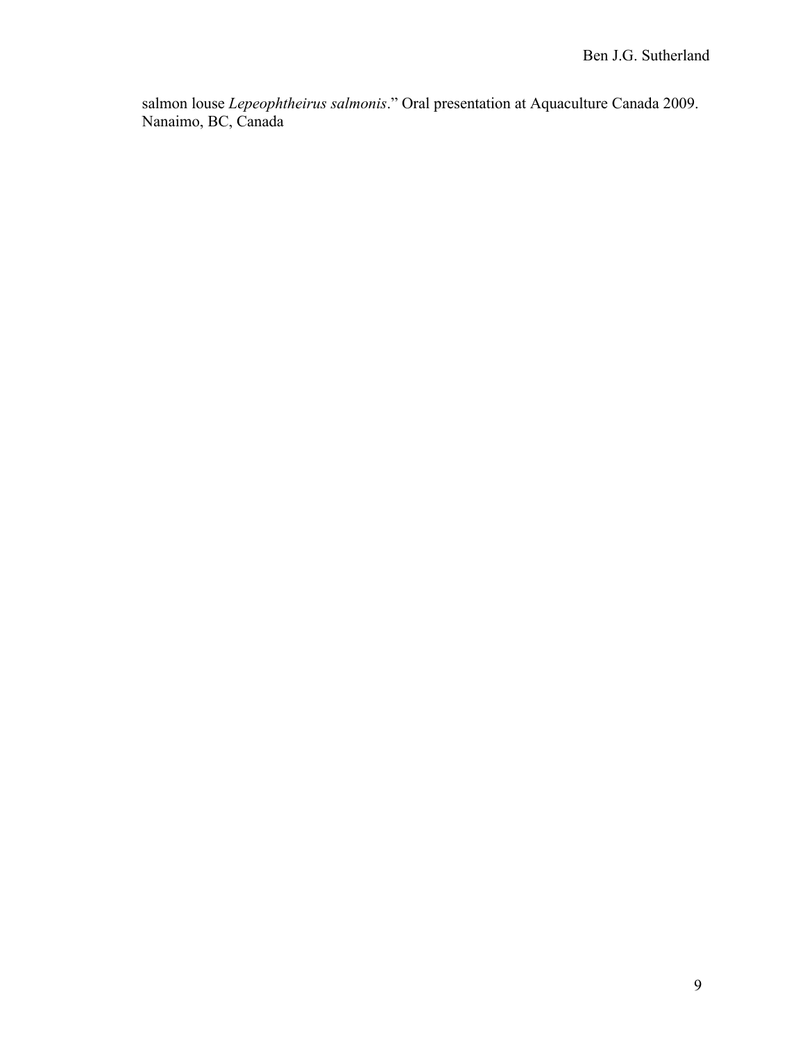salmon louse *Lepeophtheirus salmonis*." Oral presentation at Aquaculture Canada 2009. Nanaimo, BC, Canada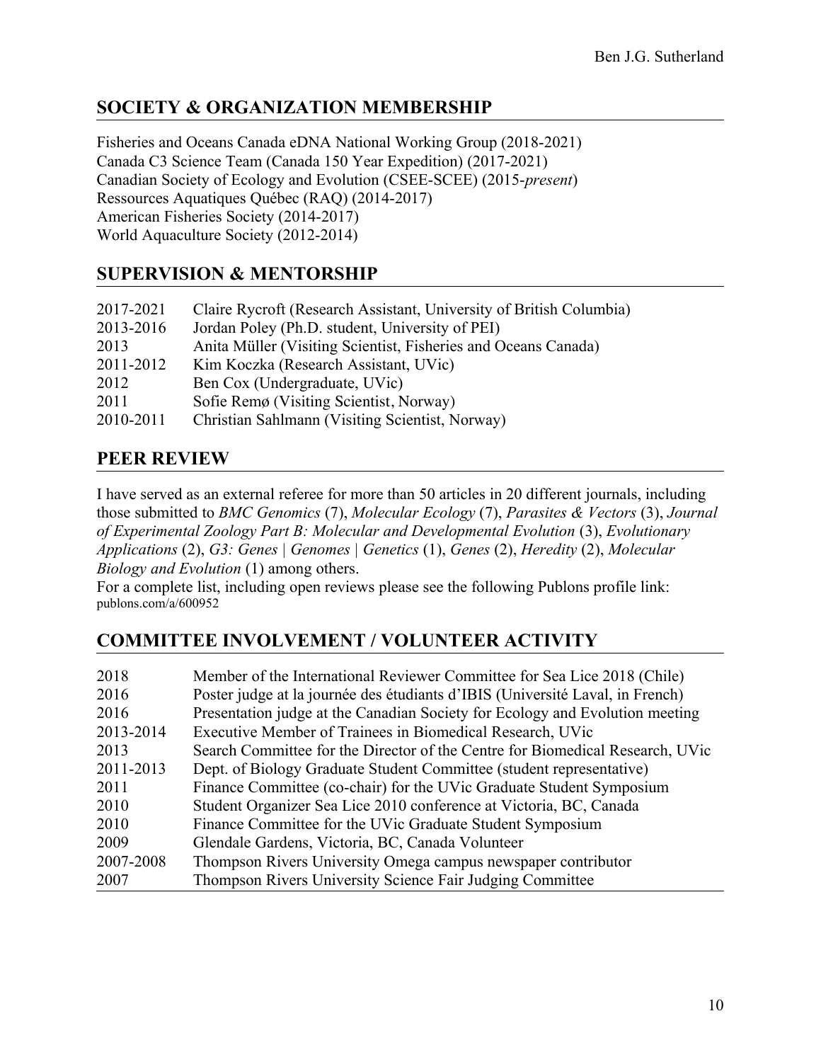## SOCIETY & ORGANIZATION MEMBERSHIP

Fisheries and Oceans Canada eDNA National Working Group (2018-2021)
Canada C3 Science Team (Canada 150 Year Expedition) (2017-2021)
Canadian Society of Ecology and Evolution (CSEE-SCEE) (2015-*present*)
Ressources Aquatiques Québec (RAQ) (2014-2017)
American Fisheries Society (2014-2017)
World Aquaculture Society (2012-2014)

## SUPERVISION & MENTORSHIP

| | |
|---|---|
| 2017-2021 | Claire Rycroft (Research Assistant, University of British Columbia) |
| 2013-2016 | Jordan Poley (Ph.D. student, University of PEI) |
| 2013 | Anita Müller (Visiting Scientist, Fisheries and Oceans Canada) |
| 2011-2012 | Kim Koczka (Research Assistant, UVic) |
| 2012 | Ben Cox (Undergraduate, UVic) |
| 2011 | Sofie Remø (Visiting Scientist, Norway) |
| 2010-2011 | Christian Sahlmann (Visiting Scientist, Norway) |

## PEER REVIEW

I have served as an external referee for more than 50 articles in 20 different journals, including those submitted to *BMC Genomics* (7), *Molecular Ecology* (7), *Parasites & Vectors* (3), *Journal of Experimental Zoology Part B: Molecular and Developmental Evolution* (3), *Evolutionary Applications* (2), *G3: Genes | Genomes | Genetics* (1), *Genes* (2), *Heredity* (2), *Molecular Biology and Evolution* (1) among others.
For a complete list, including open reviews please see the following Publons profile link: publons.com/a/600952

## COMMITTEE INVOLVEMENT / VOLUNTEER ACTIVITY

| | |
|---|---|
| 2018 | Member of the International Reviewer Committee for Sea Lice 2018 (Chile) |
| 2016 | Poster judge at la journée des étudiants d'IBIS (Université Laval, in French) |
| 2016 | Presentation judge at the Canadian Society for Ecology and Evolution meeting |
| 2013-2014 | Executive Member of Trainees in Biomedical Research, UVic |
| 2013 | Search Committee for the Director of the Centre for Biomedical Research, UVic |
| 2011-2013 | Dept. of Biology Graduate Student Committee (student representative) |
| 2011 | Finance Committee (co-chair) for the UVic Graduate Student Symposium |
| 2010 | Student Organizer Sea Lice 2010 conference at Victoria, BC, Canada |
| 2010 | Finance Committee for the UVic Graduate Student Symposium |
| 2009 | Glendale Gardens, Victoria, BC, Canada Volunteer |
| 2007-2008 | Thompson Rivers University Omega campus newspaper contributor |
| 2007 | Thompson Rivers University Science Fair Judging Committee |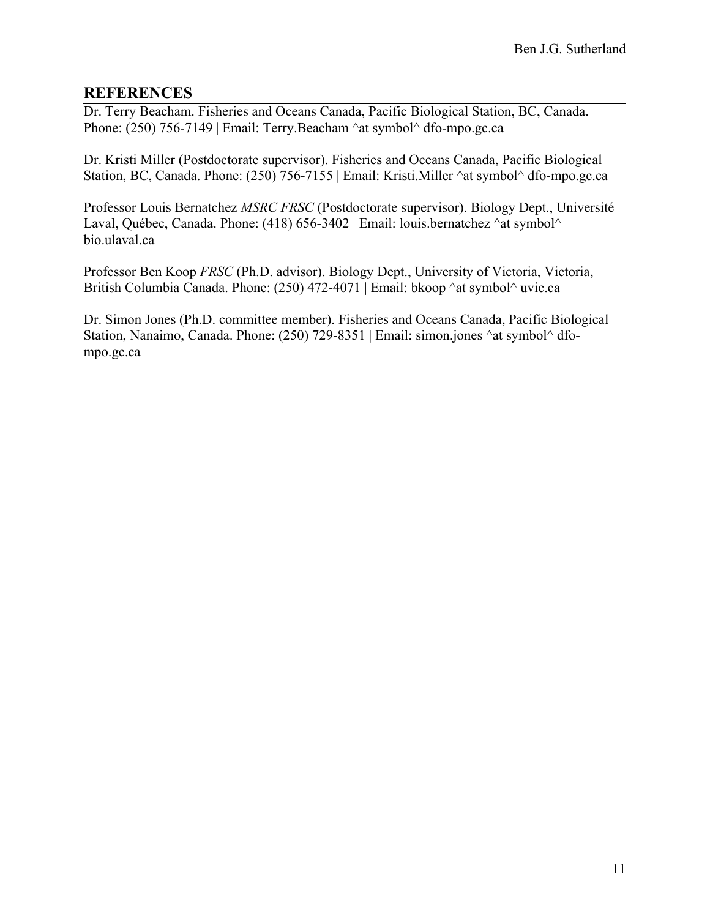## REFERENCES

Dr. Terry Beacham. Fisheries and Oceans Canada, Pacific Biological Station, BC, Canada. Phone: (250) 756-7149 | Email: Terry.Beacham ^at symbol^ dfo-mpo.gc.ca

Dr. Kristi Miller (Postdoctorate supervisor). Fisheries and Oceans Canada, Pacific Biological Station, BC, Canada. Phone: (250) 756-7155 | Email: Kristi.Miller ^at symbol^ dfo-mpo.gc.ca

Professor Louis Bernatchez *MSRC FRSC* (Postdoctorate supervisor). Biology Dept., Université Laval, Québec, Canada. Phone: (418) 656-3402 | Email: louis.bernatchez ^at symbol^ bio.ulaval.ca

Professor Ben Koop *FRSC* (Ph.D. advisor). Biology Dept., University of Victoria, Victoria, British Columbia Canada. Phone: (250) 472-4071 | Email: bkoop ^at symbol^ uvic.ca

Dr. Simon Jones (Ph.D. committee member). Fisheries and Oceans Canada, Pacific Biological Station, Nanaimo, Canada. Phone: (250) 729-8351 | Email: simon.jones ^at symbol^ dfo-mpo.gc.ca